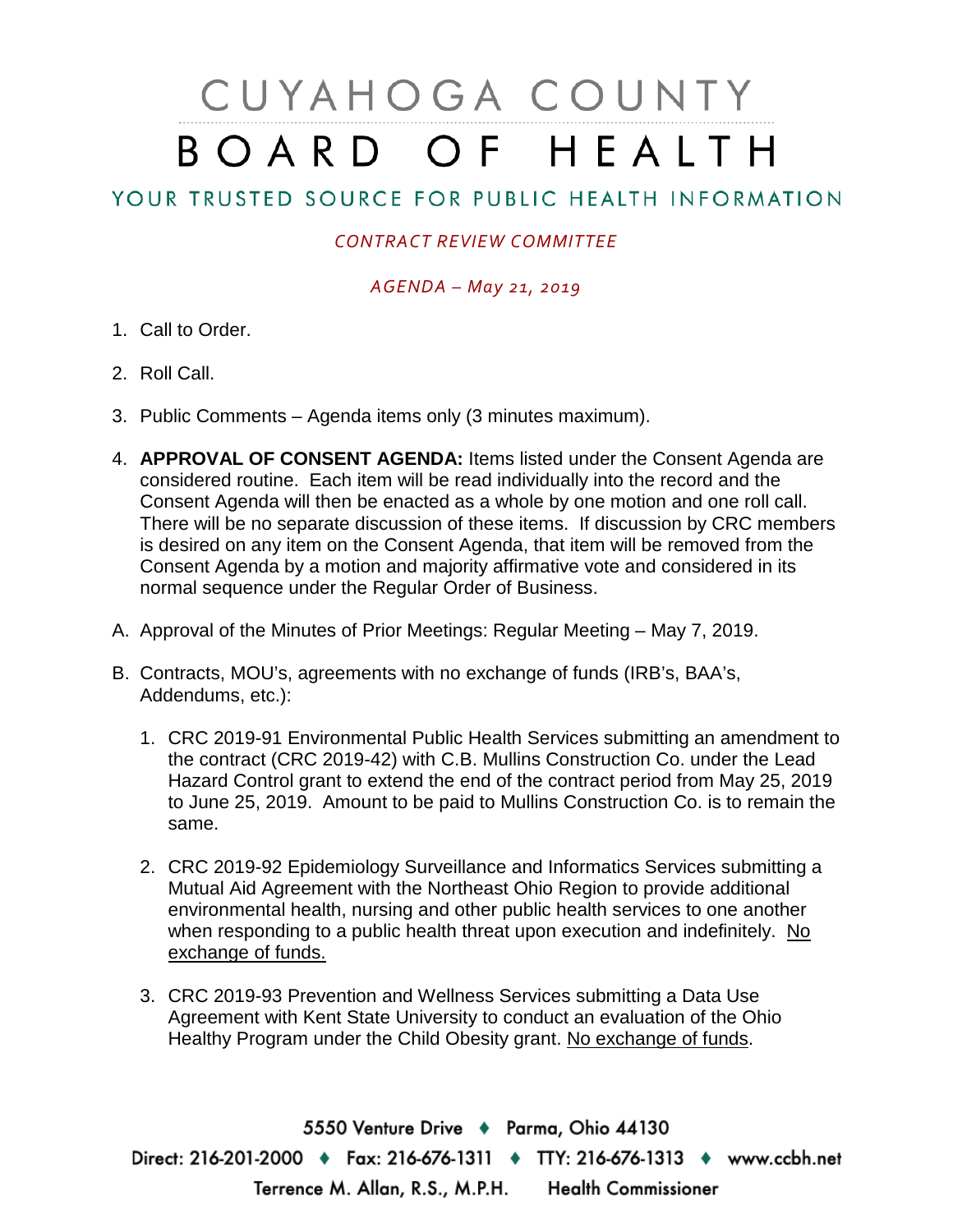# CUYAHOGA COUNTY BOARD OF HEALTH

## YOUR TRUSTED SOURCE FOR PUBLIC HEALTH INFORMATION

*CONTRACT REVIEW COMMITTEE*

*AGENDA – May 21, 2019*

1. Call to Order.
2. Roll Call.
3. Public Comments – Agenda items only (3 minutes maximum).
4. **APPROVAL OF CONSENT AGENDA:** Items listed under the Consent Agenda are considered routine. Each item will be read individually into the record and the Consent Agenda will then be enacted as a whole by one motion and one roll call. There will be no separate discussion of these items. If discussion by CRC members is desired on any item on the Consent Agenda, that item will be removed from the Consent Agenda by a motion and majority affirmative vote and considered in its normal sequence under the Regular Order of Business.

A. Approval of the Minutes of Prior Meetings: Regular Meeting – May 7, 2019.

B. Contracts, MOU's, agreements with no exchange of funds (IRB's, BAA's, Addendums, etc.):

1. CRC 2019-91 Environmental Public Health Services submitting an amendment to the contract (CRC 2019-42) with C.B. Mullins Construction Co. under the Lead Hazard Control grant to extend the end of the contract period from May 25, 2019 to June 25, 2019. Amount to be paid to Mullins Construction Co. is to remain the same.
2. CRC 2019-92 Epidemiology Surveillance and Informatics Services submitting a Mutual Aid Agreement with the Northeast Ohio Region to provide additional environmental health, nursing and other public health services to one another when responding to a public health threat upon execution and indefinitely. <u>No exchange of funds.</u>
3. CRC 2019-93 Prevention and Wellness Services submitting a Data Use Agreement with Kent State University to conduct an evaluation of the Ohio Healthy Program under the Child Obesity grant. <u>No exchange of funds</u>.

5550 Venture Drive ♦ Parma, Ohio 44130
Direct: 216-201-2000 ♦ Fax: 216-676-1311 ♦ TTY: 216-676-1313 ♦ www.ccbh.net
Terrence M. Allan, R.S., M.P.H. Health Commissioner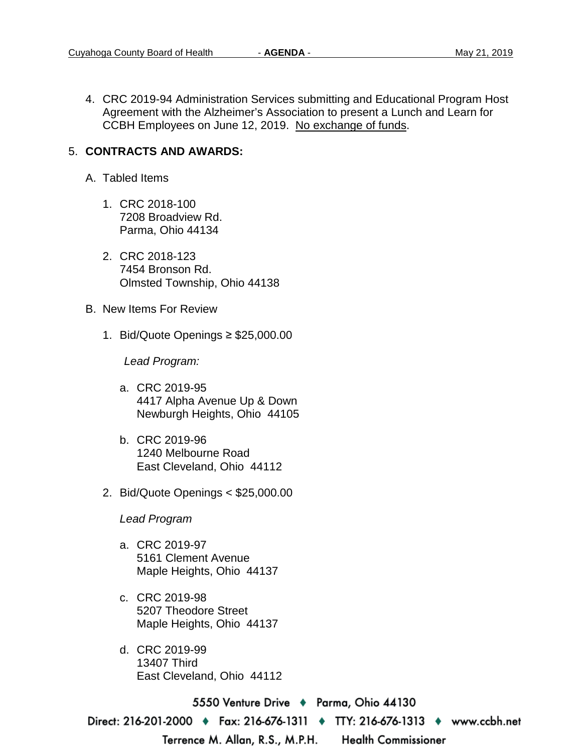4. CRC 2019-94 Administration Services submitting and Educational Program Host Agreement with the Alzheimer's Association to present a Lunch and Learn for CCBH Employees on June 12, 2019. No exchange of funds.

5. **CONTRACTS AND AWARDS:**

   A. Tabled Items

      1. CRC 2018-100
         7208 Broadview Rd.
         Parma, Ohio 44134

      2. CRC 2018-123
         7454 Bronson Rd.
         Olmsted Township, Ohio 44138

   B. New Items For Review

      1. Bid/Quote Openings ≥ $25,000.00

         *Lead Program:*

         a. CRC 2019-95
            4417 Alpha Avenue Up & Down
            Newburgh Heights, Ohio 44105

         b. CRC 2019-96
            1240 Melbourne Road
            East Cleveland, Ohio 44112

      2. Bid/Quote Openings < $25,000.00

         *Lead Program*

         a. CRC 2019-97
            5161 Clement Avenue
            Maple Heights, Ohio 44137

         c. CRC 2019-98
            5207 Theodore Street
            Maple Heights, Ohio 44137

         d. CRC 2019-99
            13407 Third
            East Cleveland, Ohio 44112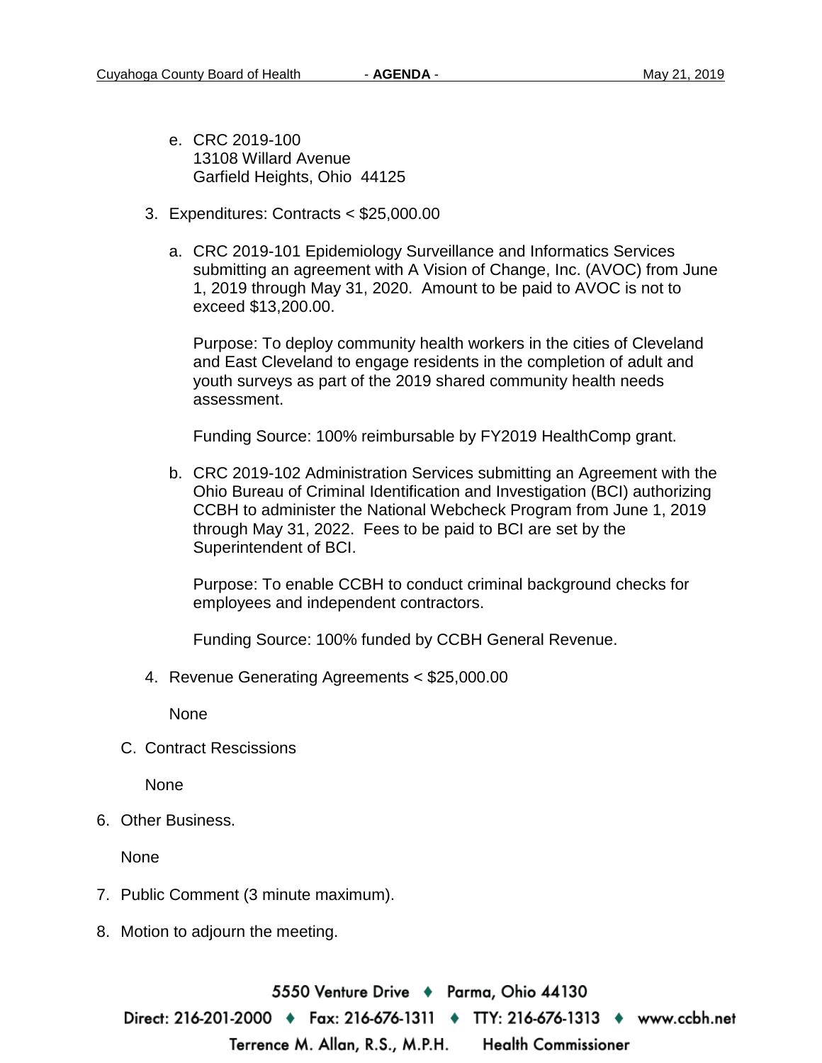e. CRC 2019-100
   13108 Willard Avenue
   Garfield Heights, Ohio 44125

3. Expenditures: Contracts < $25,000.00

   a. CRC 2019-101 Epidemiology Surveillance and Informatics Services submitting an agreement with A Vision of Change, Inc. (AVOC) from June 1, 2019 through May 31, 2020. Amount to be paid to AVOC is not to exceed $13,200.00.

      Purpose: To deploy community health workers in the cities of Cleveland and East Cleveland to engage residents in the completion of adult and youth surveys as part of the 2019 shared community health needs assessment.

      Funding Source: 100% reimbursable by FY2019 HealthComp grant.

   b. CRC 2019-102 Administration Services submitting an Agreement with the Ohio Bureau of Criminal Identification and Investigation (BCI) authorizing CCBH to administer the National Webcheck Program from June 1, 2019 through May 31, 2022. Fees to be paid to BCI are set by the Superintendent of BCI.

      Purpose: To enable CCBH to conduct criminal background checks for employees and independent contractors.

      Funding Source: 100% funded by CCBH General Revenue.

4. Revenue Generating Agreements < $25,000.00

   None

C. Contract Rescissions

   None

6. Other Business.

   None

7. Public Comment (3 minute maximum).

8. Motion to adjourn the meeting.

5550 Venture Drive ♦ Parma, Ohio 44130
Direct: 216-201-2000 ♦ Fax: 216-676-1311 ♦ TTY: 216-676-1313 ♦ www.ccbh.net
Terrence M. Allan, R.S., M.P.H. Health Commissioner